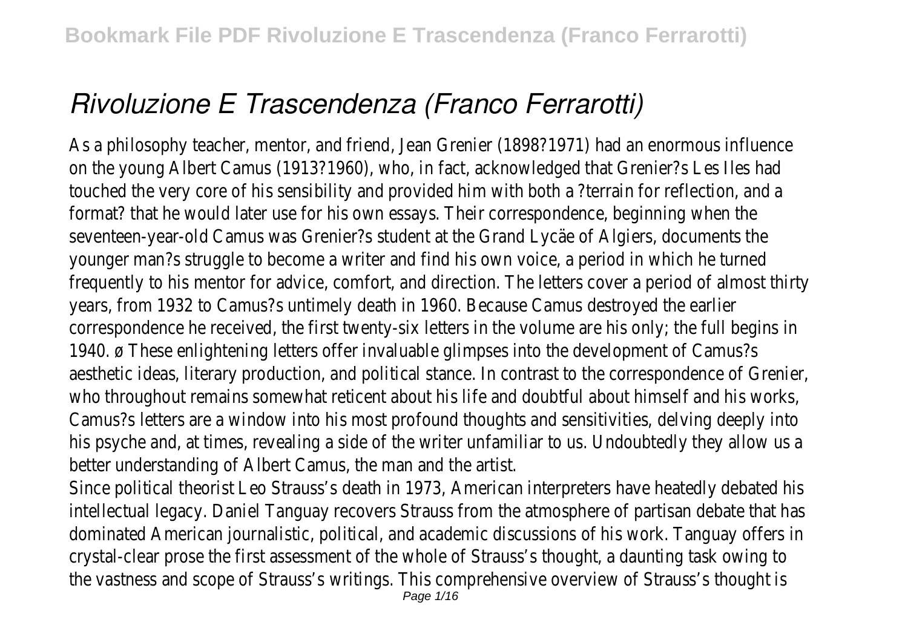# *Rivoluzione E Trascendenza (Franco Ferrarotti)*

As a philosophy teacher, mentor, and friend, Jean Grenier (1898?1971) had an enormous influence on the young Albert Camus (1913?1960), who, in fact, acknowledged that Grenier?s Les Iles had touched the very core of his sensibility and provided him with both a ?terrain for reflection, and a format? that he would later use for his own essays. Their correspondence, beginning when the seventeen-year-old Camus was Grenier?s student at the Grand Lycäe of Algiers, documents the younger man?s struggle to become a writer and find his own voice, a period in which he turned frequently to his mentor for advice, comfort, and direction. The letters cover a period of almost thirty years, from 1932 to Camus?s untimely death in 1960. Because Camus destroyed the earlier correspondence he received, the first twenty-six letters in the volume are his only; the full begins in 1940. ø These enlightening letters offer invaluable glimpses into the development of Camus?s aesthetic ideas, literary production, and political stance. In contrast to the correspondence of Grenier, who throughout remains somewhat reticent about his life and doubtful about himself and his works, Camus?s letters are a window into his most profound thoughts and sensitivities, delving deeply into his psyche and, at times, revealing a side of the writer unfamiliar to us. Undoubtedly they allow us a better understanding of Albert Camus, the man and the artist.

Since political theorist Leo Strauss's death in 1973, American interpreters have heatedly debated his intellectual legacy. Daniel Tanguay recovers Strauss from the atmosphere of partisan debate that has dominated American journalistic, political, and academic discussions of his work. Tanguay offers in crystal-clear prose the first assessment of the whole of Strauss's thought, a daunting task owing to the vastness and scope of Strauss's writings. This comprehensive overview of Strauss's thought is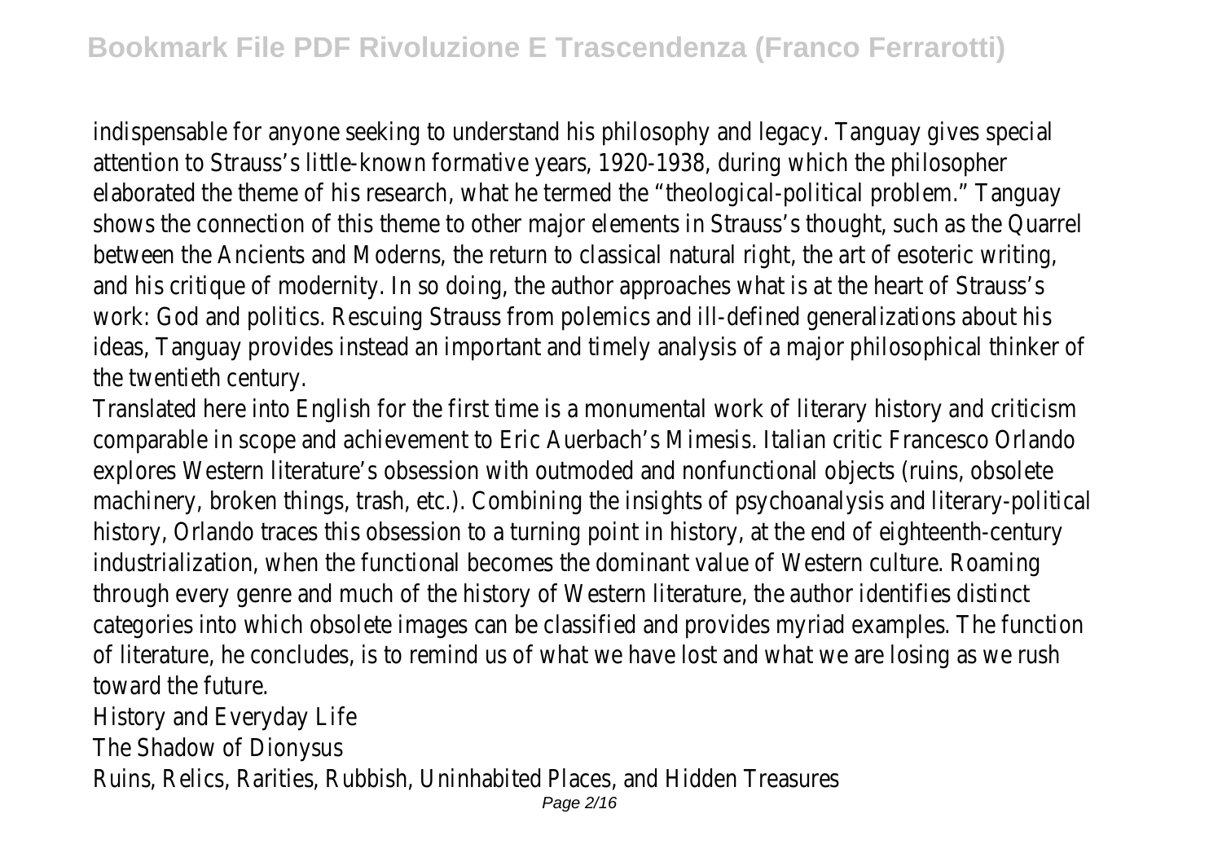indispensable for anyone seeking to understand his philosophy and legacy. Tanguay gives special attention to Strauss's little-known formative years, 1920-1938, during which the philosopher elaborated the theme of his research, what he termed the "theological-political problem." Tanguay shows the connection of this theme to other major elements in Strauss's thought, such as the Quarrel between the Ancients and Moderns, the return to classical natural right, the art of esoteric writing, and his critique of modernity. In so doing, the author approaches what is at the heart of Strauss's work: God and politics. Rescuing Strauss from polemics and ill-defined generalizations about his ideas, Tanguay provides instead an important and timely analysis of a major philosophical thinker of the twentieth century.

Translated here into English for the first time is a monumental work of literary history and criticism comparable in scope and achievement to Eric Auerbach's Mimesis. Italian critic Francesco Orlando explores Western literature's obsession with outmoded and nonfunctional objects (ruins, obsolete machinery, broken things, trash, etc.). Combining the insights of psychoanalysis and literary-political history, Orlando traces this obsession to a turning point in history, at the end of eighteenth-century industrialization, when the functional becomes the dominant value of Western culture. Roaming through every genre and much of the history of Western literature, the author identifies distinct categories into which obsolete images can be classified and provides myriad examples. The function of literature, he concludes, is to remind us of what we have lost and what we are losing as we rush toward the future.

History and Everyday Life

The Shadow of Dionysus

Ruins, Relics, Rarities, Rubbish, Uninhabited Places, and Hidden Treasures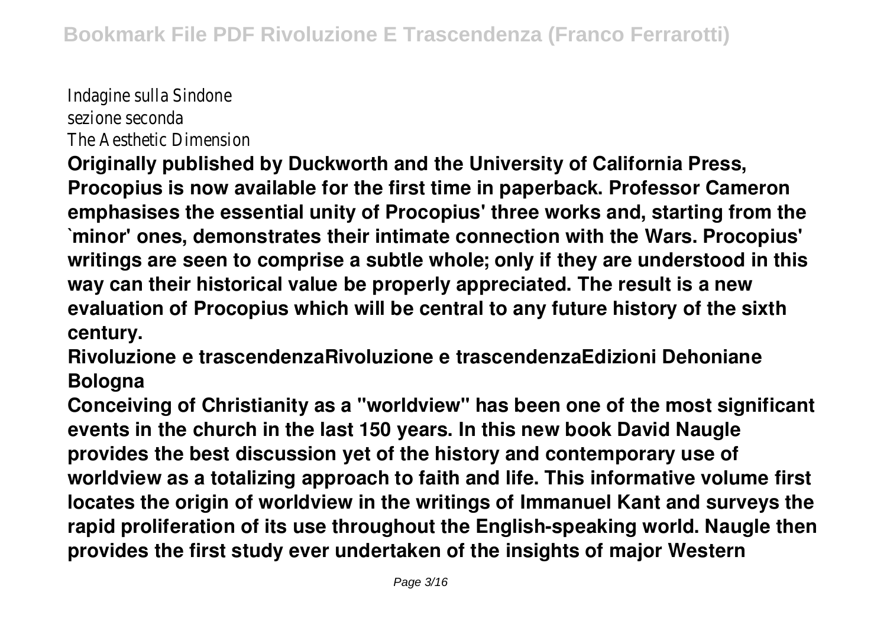Indagine sulla Sindone
sezione seconda
The Aesthetic Dimension

**Originally published by Duckworth and the University of California Press, Procopius is now available for the first time in paperback. Professor Cameron emphasises the essential unity of Procopius' three works and, starting from the `minor' ones, demonstrates their intimate connection with the Wars. Procopius' writings are seen to comprise a subtle whole; only if they are understood in this way can their historical value be properly appreciated. The result is a new evaluation of Procopius which will be central to any future history of the sixth century.**

**Rivoluzione e trascendenzaRivoluzione e trascendenzaEdizioni Dehoniane Bologna**

**Conceiving of Christianity as a "worldview" has been one of the most significant events in the church in the last 150 years. In this new book David Naugle provides the best discussion yet of the history and contemporary use of worldview as a totalizing approach to faith and life. This informative volume first locates the origin of worldview in the writings of Immanuel Kant and surveys the rapid proliferation of its use throughout the English-speaking world. Naugle then provides the first study ever undertaken of the insights of major Western**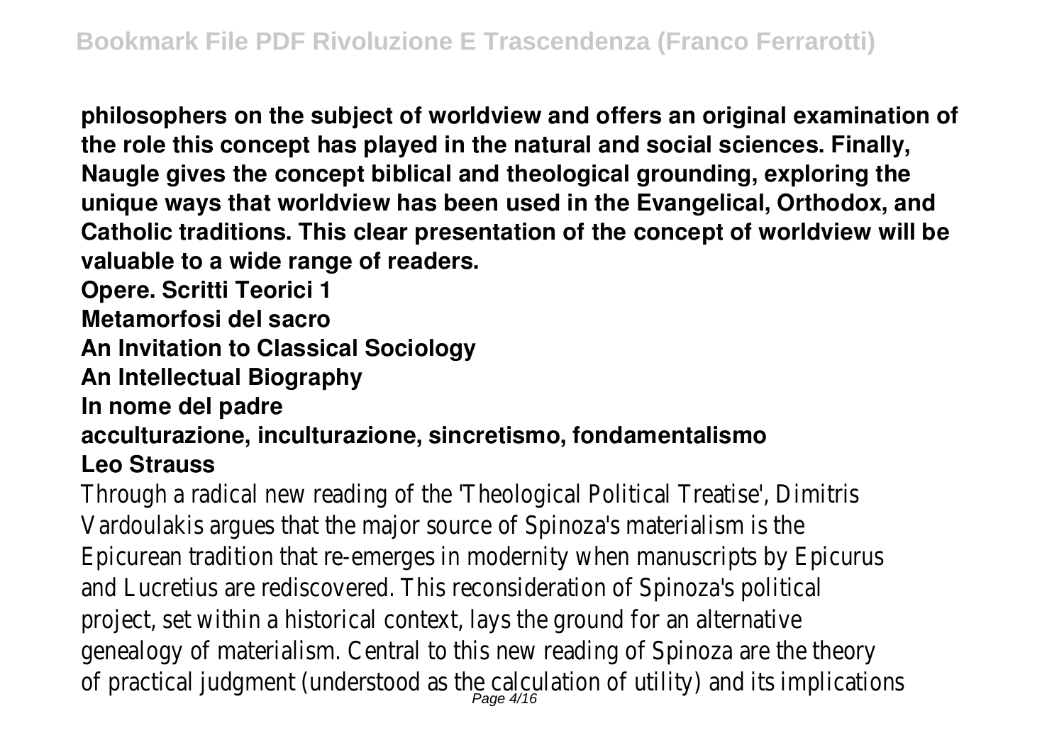**philosophers on the subject of worldview and offers an original examination of the role this concept has played in the natural and social sciences. Finally, Naugle gives the concept biblical and theological grounding, exploring the unique ways that worldview has been used in the Evangelical, Orthodox, and Catholic traditions. This clear presentation of the concept of worldview will be valuable to a wide range of readers.**

**Opere. Scritti Teorici 1**

**Metamorfosi del sacro**

**An Invitation to Classical Sociology**

**An Intellectual Biography**

**In nome del padre**

**acculturazione, inculturazione, sincretismo, fondamentalismo**

**Leo Strauss**

Through a radical new reading of the 'Theological Political Treatise', Dimitris Vardoulakis argues that the major source of Spinoza's materialism is the Epicurean tradition that re-emerges in modernity when manuscripts by Epicurus and Lucretius are rediscovered. This reconsideration of Spinoza's political project, set within a historical context, lays the ground for an alternative genealogy of materialism. Central to this new reading of Spinoza are the theory of practical judgment (understood as the calculation of utility) and its implications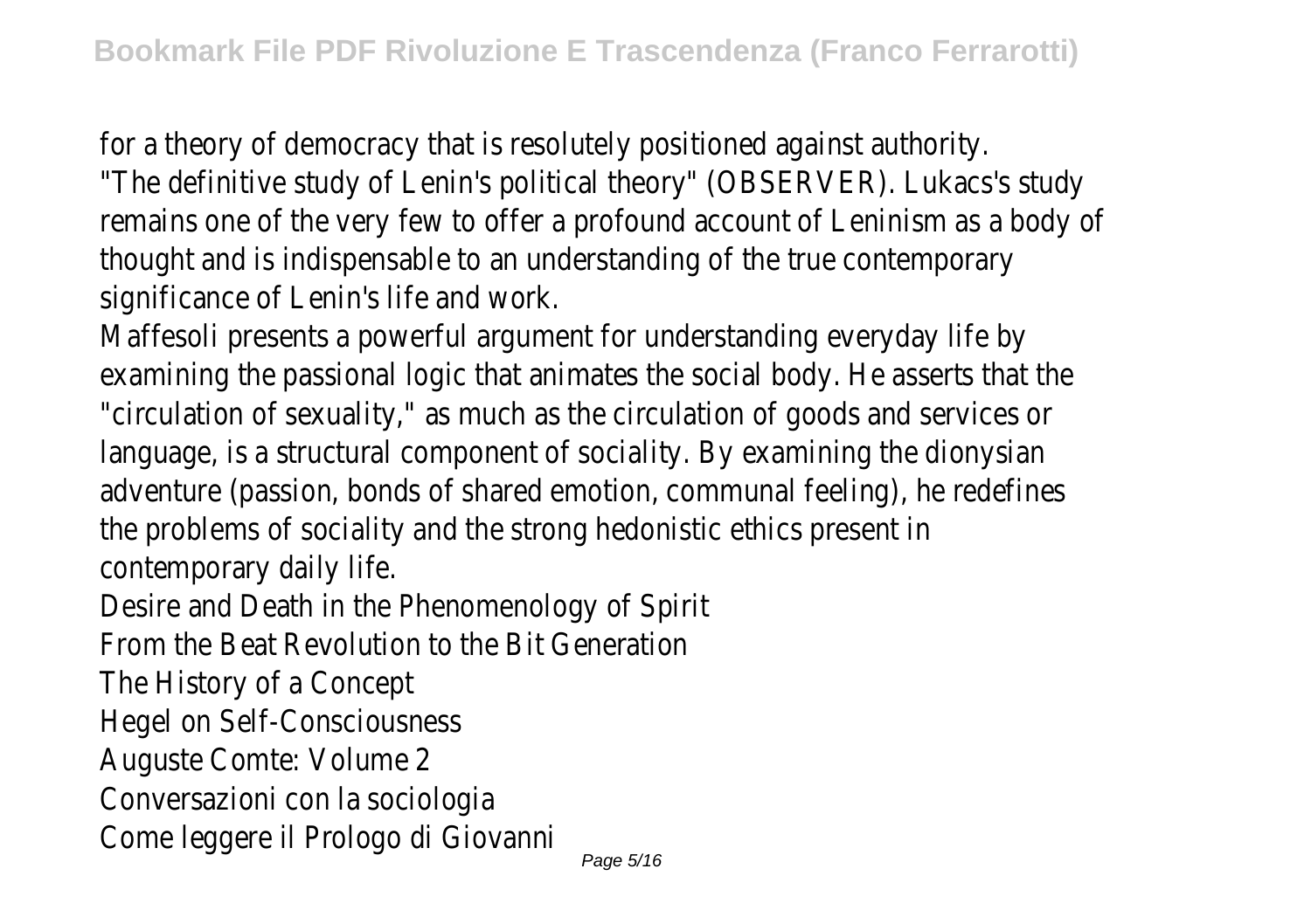for a theory of democracy that is resolutely positioned against authority.

"The definitive study of Lenin's political theory" (OBSERVER). Lukacs's study remains one of the very few to offer a profound account of Leninism as a body of thought and is indispensable to an understanding of the true contemporary significance of Lenin's life and work.

Maffesoli presents a powerful argument for understanding everyday life by examining the passional logic that animates the social body. He asserts that the "circulation of sexuality," as much as the circulation of goods and services or language, is a structural component of sociality. By examining the dionysian adventure (passion, bonds of shared emotion, communal feeling), he redefines the problems of sociality and the strong hedonistic ethics present in contemporary daily life.

Desire and Death in the Phenomenology of Spirit

From the Beat Revolution to the Bit Generation

The History of a Concept

Hegel on Self-Consciousness

Auguste Comte: Volume 2

Conversazioni con la sociologia

Come leggere il Prologo di Giovanni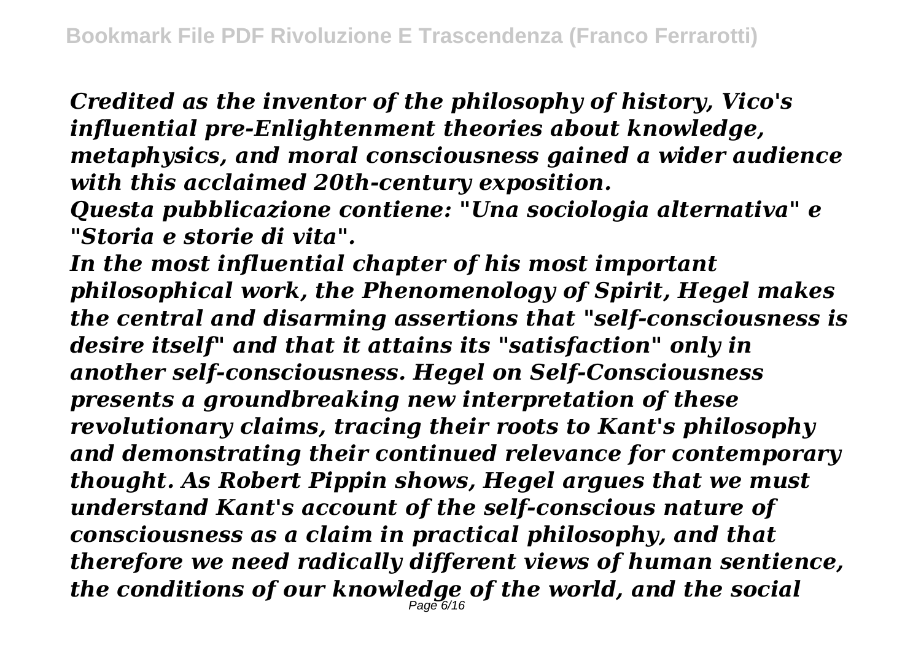*Credited as the inventor of the philosophy of history, Vico's influential pre-Enlightenment theories about knowledge, metaphysics, and moral consciousness gained a wider audience with this acclaimed 20th-century exposition.*

*Questa pubblicazione contiene: "Una sociologia alternativa" e "Storia e storie di vita".*

*In the most influential chapter of his most important philosophical work, the Phenomenology of Spirit, Hegel makes the central and disarming assertions that "self-consciousness is desire itself" and that it attains its "satisfaction" only in another self-consciousness. Hegel on Self-Consciousness presents a groundbreaking new interpretation of these revolutionary claims, tracing their roots to Kant's philosophy and demonstrating their continued relevance for contemporary thought. As Robert Pippin shows, Hegel argues that we must understand Kant's account of the self-conscious nature of consciousness as a claim in practical philosophy, and that therefore we need radically different views of human sentience, the conditions of our knowledge of the world, and the social*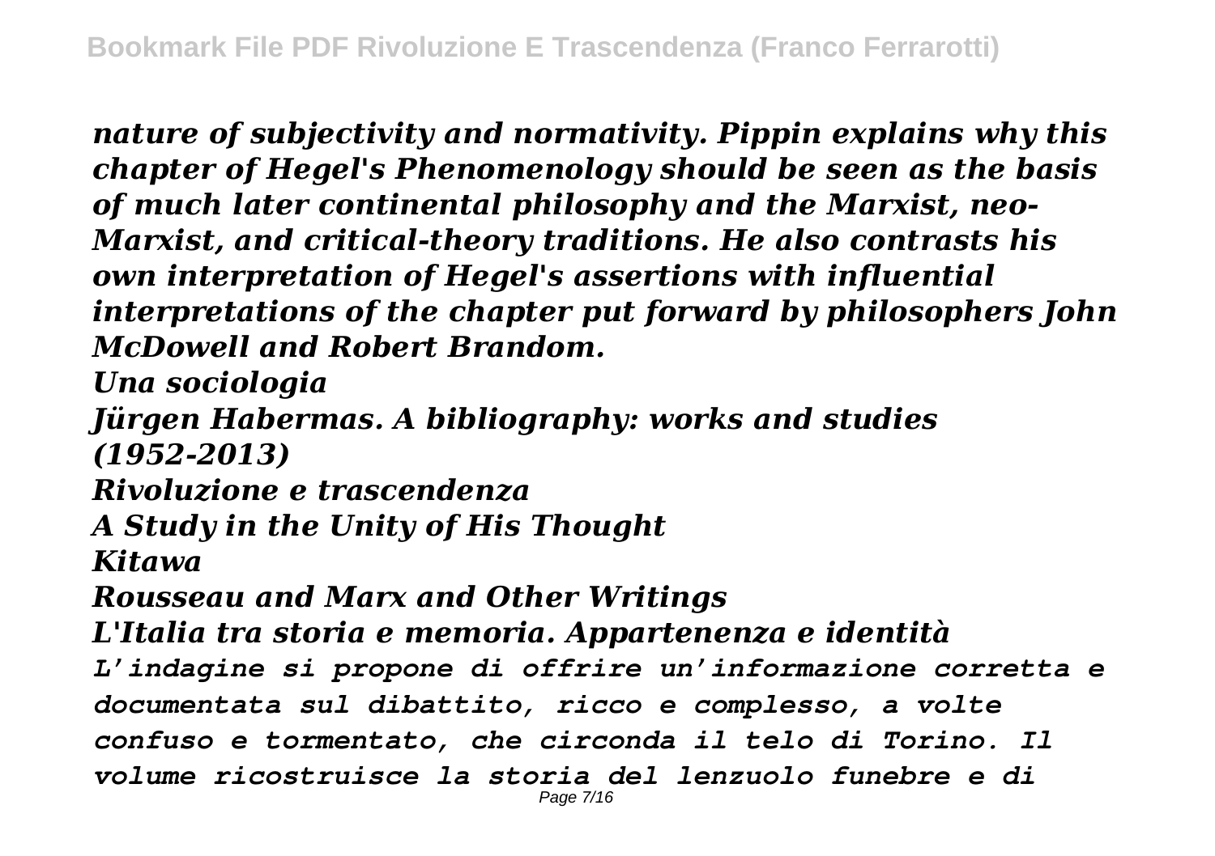*nature of subjectivity and normativity. Pippin explains why this chapter of Hegel's Phenomenology should be seen as the basis of much later continental philosophy and the Marxist, neo-Marxist, and critical-theory traditions. He also contrasts his own interpretation of Hegel's assertions with influential interpretations of the chapter put forward by philosophers John McDowell and Robert Brandom.*

*Una sociologia*

*Jürgen Habermas. A bibliography: works and studies (1952-2013)*

*Rivoluzione e trascendenza*

*A Study in the Unity of His Thought*

*Kitawa*

*Rousseau and Marx and Other Writings*

*L'Italia tra storia e memoria. Appartenenza e identità*

*L'indagine si propone di offrire un'informazione corretta e documentata sul dibattito, ricco e complesso, a volte confuso e tormentato, che circonda il telo di Torino. Il volume ricostruisce la storia del lenzuolo funebre e di*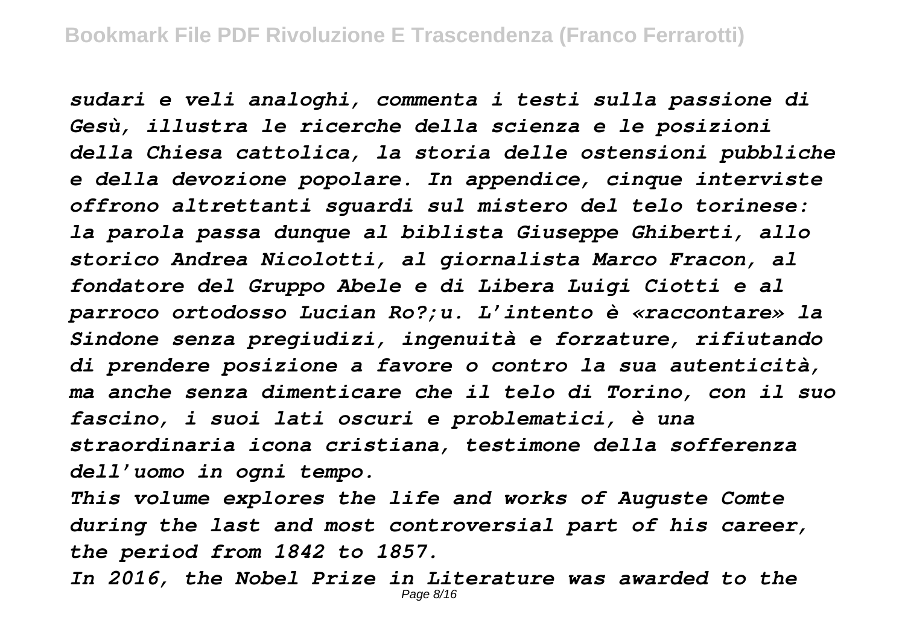*sudari e veli analoghi, commenta i testi sulla passione di Gesù, illustra le ricerche della scienza e le posizioni della Chiesa cattolica, la storia delle ostensioni pubbliche e della devozione popolare. In appendice, cinque interviste offrono altrettanti sguardi sul mistero del telo torinese: la parola passa dunque al biblista Giuseppe Ghiberti, allo storico Andrea Nicolotti, al giornalista Marco Fracon, al fondatore del Gruppo Abele e di Libera Luigi Ciotti e al parroco ortodosso Lucian Ro?;u. L'intento è «raccontare» la Sindone senza pregiudizi, ingenuità e forzature, rifiutando di prendere posizione a favore o contro la sua autenticità, ma anche senza dimenticare che il telo di Torino, con il suo fascino, i suoi lati oscuri e problematici, è una straordinaria icona cristiana, testimone della sofferenza dell'uomo in ogni tempo.*

*This volume explores the life and works of Auguste Comte during the last and most controversial part of his career, the period from 1842 to 1857.*

*In 2016, the Nobel Prize in Literature was awarded to the*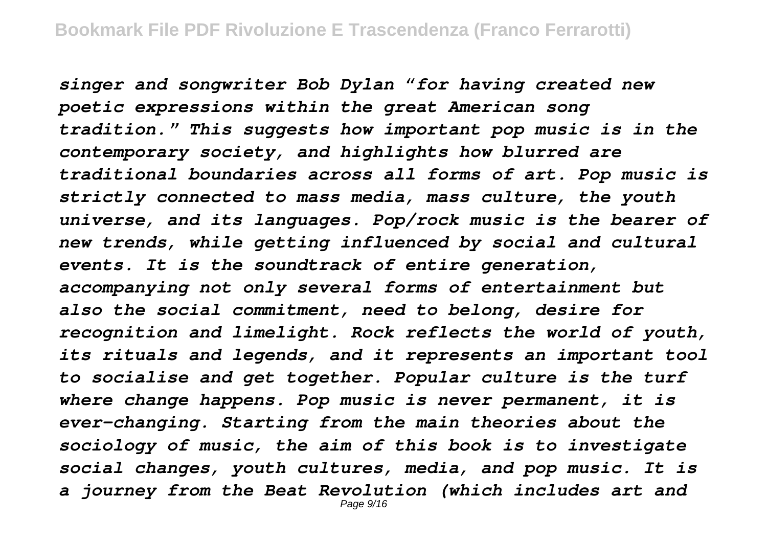*singer and songwriter Bob Dylan "for having created new poetic expressions within the great American song tradition." This suggests how important pop music is in the contemporary society, and highlights how blurred are traditional boundaries across all forms of art. Pop music is strictly connected to mass media, mass culture, the youth universe, and its languages. Pop/rock music is the bearer of new trends, while getting influenced by social and cultural events. It is the soundtrack of entire generation, accompanying not only several forms of entertainment but also the social commitment, need to belong, desire for recognition and limelight. Rock reflects the world of youth, its rituals and legends, and it represents an important tool to socialise and get together. Popular culture is the turf where change happens. Pop music is never permanent, it is ever-changing. Starting from the main theories about the sociology of music, the aim of this book is to investigate social changes, youth cultures, media, and pop music. It is a journey from the Beat Revolution (which includes art and*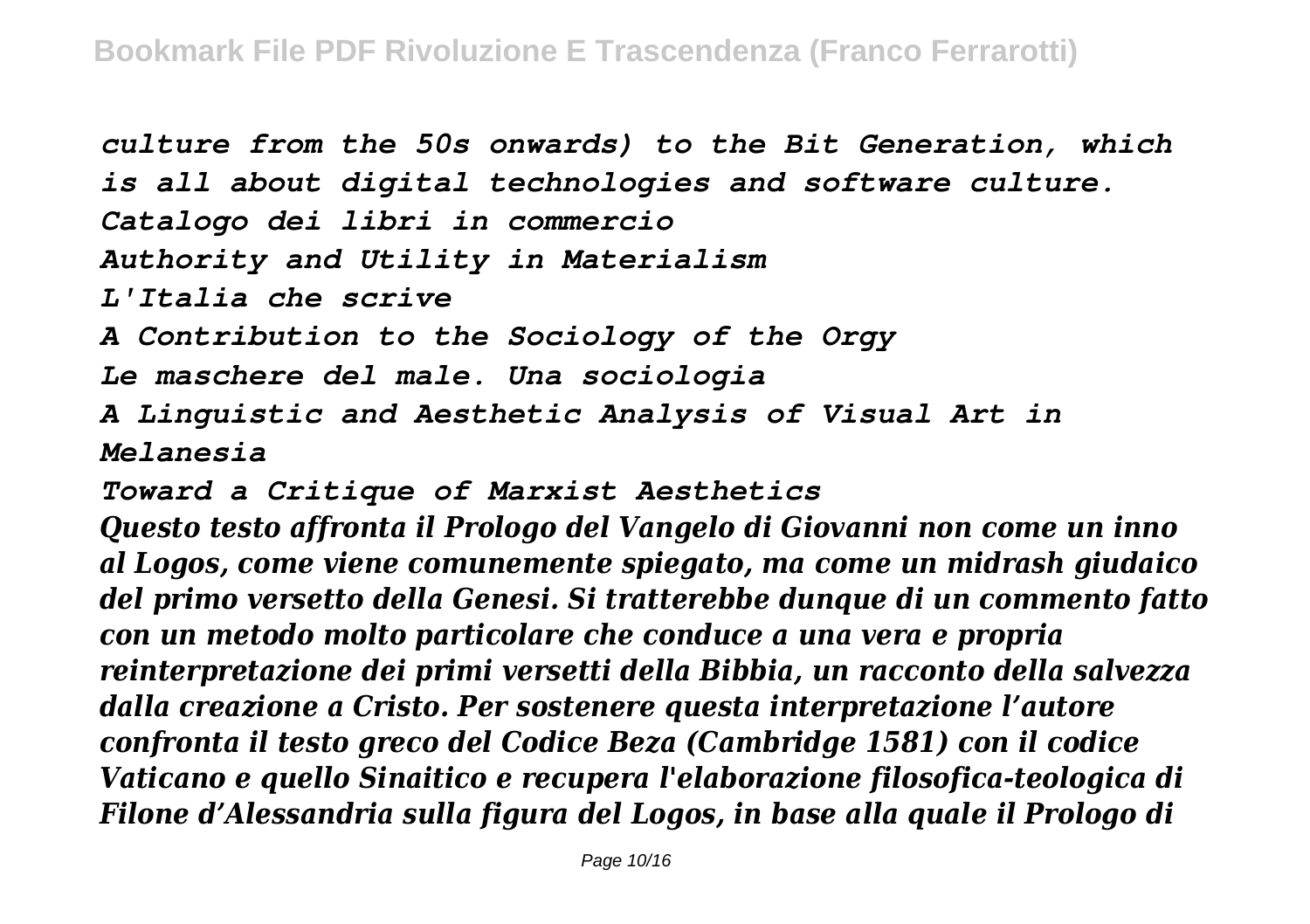*culture from the 50s onwards) to the Bit Generation, which is all about digital technologies and software culture.*

*Catalogo dei libri in commercio*

*Authority and Utility in Materialism*

*L'Italia che scrive*

*A Contribution to the Sociology of the Orgy*

*Le maschere del male. Una sociologia*

*A Linguistic and Aesthetic Analysis of Visual Art in Melanesia*

*Toward a Critique of Marxist Aesthetics*

***Questo testo affronta il Prologo del Vangelo di Giovanni non come un inno al Logos, come viene comunemente spiegato, ma come un midrash giudaico del primo versetto della Genesi. Si tratterebbe dunque di un commento fatto con un metodo molto particolare che conduce a una vera e propria reinterpretazione dei primi versetti della Bibbia, un racconto della salvezza dalla creazione a Cristo. Per sostenere questa interpretazione l'autore confronta il testo greco del Codice Beza (Cambridge 1581) con il codice Vaticano e quello Sinaitico e recupera l'elaborazione filosofica-teologica di Filone d'Alessandria sulla figura del Logos, in base alla quale il Prologo di***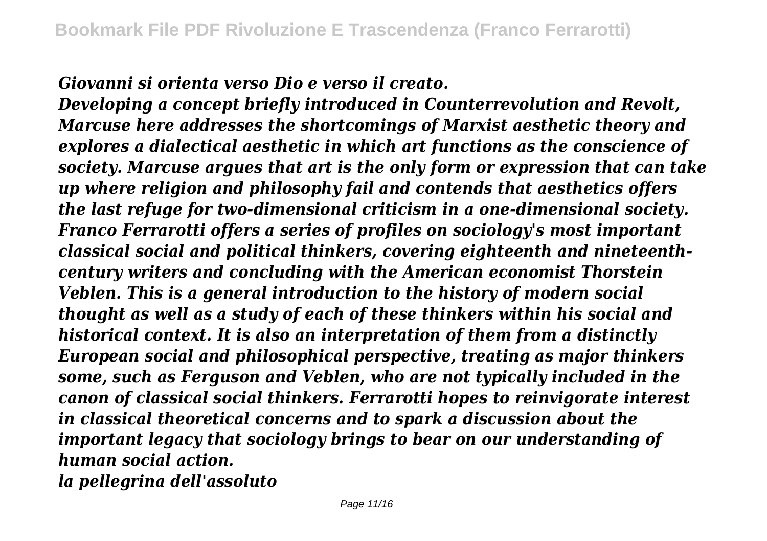*Giovanni si orienta verso Dio e verso il creato.*

*Developing a concept briefly introduced in Counterrevolution and Revolt, Marcuse here addresses the shortcomings of Marxist aesthetic theory and explores a dialectical aesthetic in which art functions as the conscience of society. Marcuse argues that art is the only form or expression that can take up where religion and philosophy fail and contends that aesthetics offers the last refuge for two-dimensional criticism in a one-dimensional society.*

*Franco Ferrarotti offers a series of profiles on sociology's most important classical social and political thinkers, covering eighteenth and nineteenth-century writers and concluding with the American economist Thorstein Veblen. This is a general introduction to the history of modern social thought as well as a study of each of these thinkers within his social and historical context. It is also an interpretation of them from a distinctly European social and philosophical perspective, treating as major thinkers some, such as Ferguson and Veblen, who are not typically included in the canon of classical social thinkers. Ferrarotti hopes to reinvigorate interest in classical theoretical concerns and to spark a discussion about the important legacy that sociology brings to bear on our understanding of human social action.*

*la pellegrina dell'assoluto*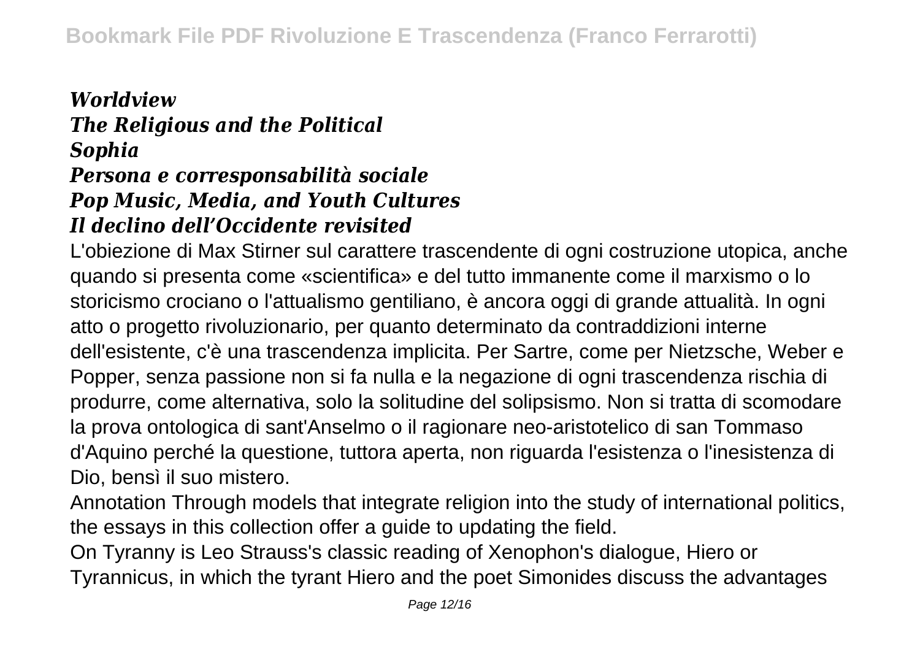***Worldview***
***The Religious and the Political***
***Sophia***
***Persona e corresponsabilità sociale***
***Pop Music, Media, and Youth Cultures***
***Il declino dell'Occidente revisited***

L'obiezione di Max Stirner sul carattere trascendente di ogni costruzione utopica, anche quando si presenta come «scientifica» e del tutto immanente come il marxismo o lo storicismo crociano o l'attualismo gentiliano, è ancora oggi di grande attualità. In ogni atto o progetto rivoluzionario, per quanto determinato da contraddizioni interne dell'esistente, c'è una trascendenza implicita. Per Sartre, come per Nietzsche, Weber e Popper, senza passione non si fa nulla e la negazione di ogni trascendenza rischia di produrre, come alternativa, solo la solitudine del solipsismo. Non si tratta di scomodare la prova ontologica di sant'Anselmo o il ragionare neo-aristotelico di san Tommaso d'Aquino perché la questione, tuttora aperta, non riguarda l'esistenza o l'inesistenza di Dio, bensì il suo mistero.

Annotation Through models that integrate religion into the study of international politics, the essays in this collection offer a guide to updating the field.

On Tyranny is Leo Strauss's classic reading of Xenophon's dialogue, Hiero or Tyrannicus, in which the tyrant Hiero and the poet Simonides discuss the advantages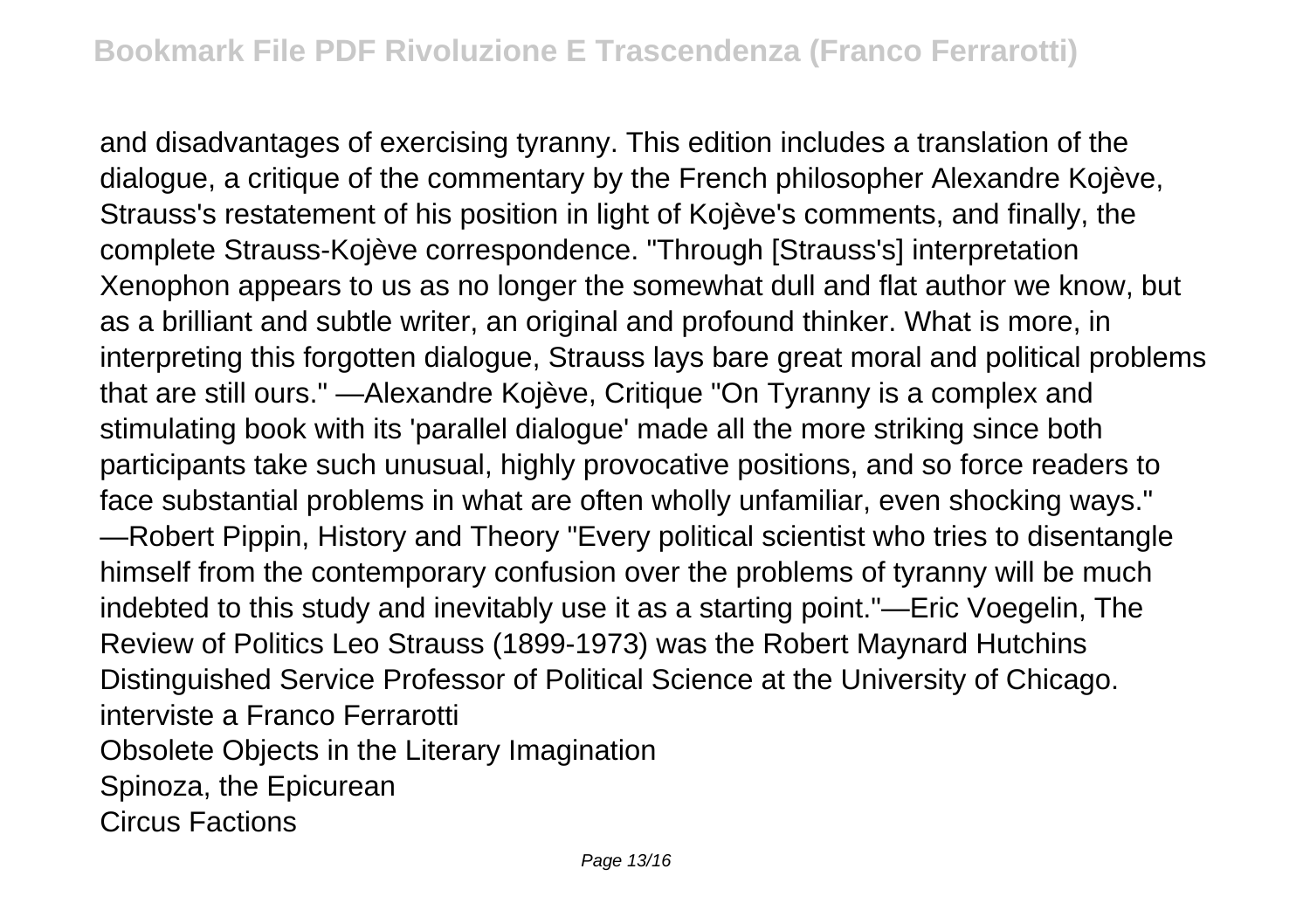and disadvantages of exercising tyranny. This edition includes a translation of the dialogue, a critique of the commentary by the French philosopher Alexandre Kojève, Strauss's restatement of his position in light of Kojève's comments, and finally, the complete Strauss-Kojève correspondence. "Through [Strauss's] interpretation Xenophon appears to us as no longer the somewhat dull and flat author we know, but as a brilliant and subtle writer, an original and profound thinker. What is more, in interpreting this forgotten dialogue, Strauss lays bare great moral and political problems that are still ours." —Alexandre Kojève, Critique "On Tyranny is a complex and stimulating book with its 'parallel dialogue' made all the more striking since both participants take such unusual, highly provocative positions, and so force readers to face substantial problems in what are often wholly unfamiliar, even shocking ways." —Robert Pippin, History and Theory "Every political scientist who tries to disentangle himself from the contemporary confusion over the problems of tyranny will be much indebted to this study and inevitably use it as a starting point."—Eric Voegelin, The Review of Politics Leo Strauss (1899-1973) was the Robert Maynard Hutchins Distinguished Service Professor of Political Science at the University of Chicago.

interviste a Franco Ferrarotti

Obsolete Objects in the Literary Imagination

Spinoza, the Epicurean

Circus Factions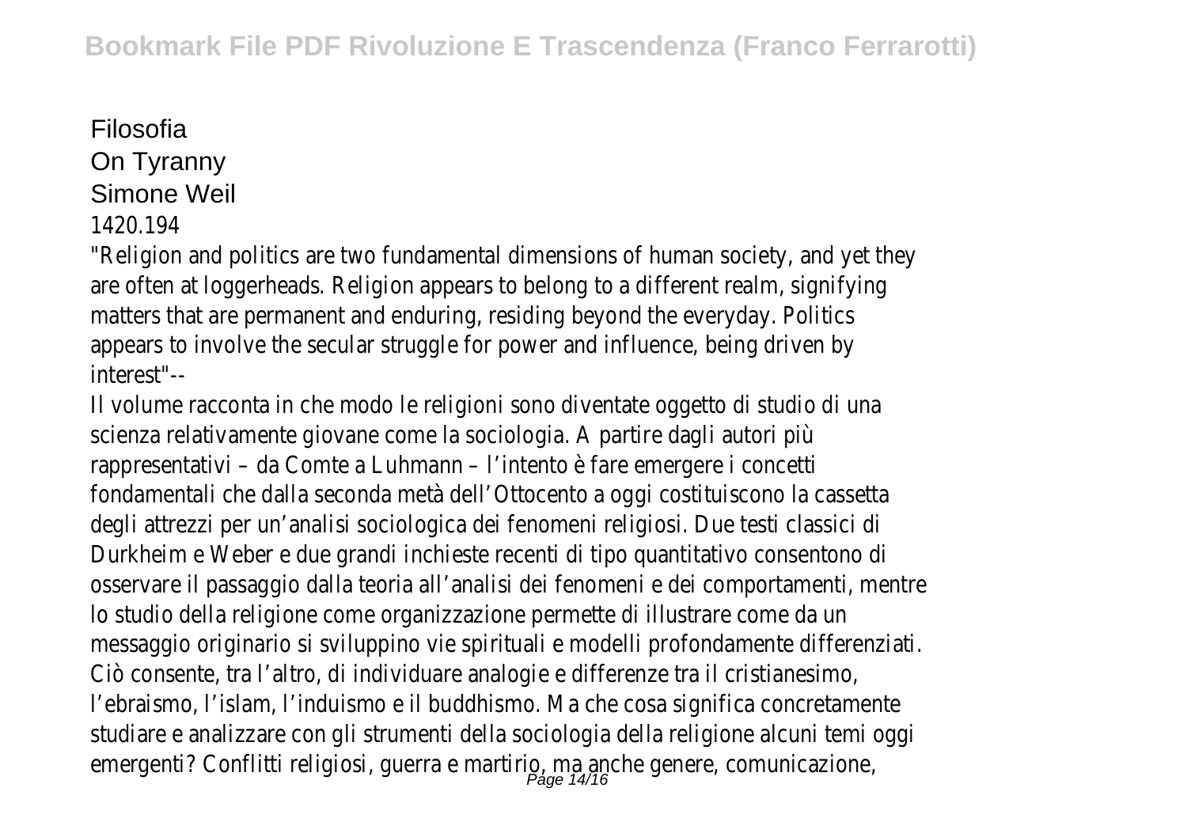Filosofia
On Tyranny
Simone Weil
1420.194

"Religion and politics are two fundamental dimensions of human society, and yet they are often at loggerheads. Religion appears to belong to a different realm, signifying matters that are permanent and enduring, residing beyond the everyday. Politics appears to involve the secular struggle for power and influence, being driven by interest"--

Il volume racconta in che modo le religioni sono diventate oggetto di studio di una scienza relativamente giovane come la sociologia. A partire dagli autori più rappresentativi – da Comte a Luhmann – l'intento è fare emergere i concetti fondamentali che dalla seconda metà dell'Ottocento a oggi costituiscono la cassetta degli attrezzi per un'analisi sociologica dei fenomeni religiosi. Due testi classici di Durkheim e Weber e due grandi inchieste recenti di tipo quantitativo consentono di osservare il passaggio dalla teoria all'analisi dei fenomeni e dei comportamenti, mentre lo studio della religione come organizzazione permette di illustrare come da un messaggio originario si sviluppino vie spirituali e modelli profondamente differenziati. Ciò consente, tra l'altro, di individuare analogie e differenze tra il cristianesimo, l'ebraismo, l'islam, l'induismo e il buddhismo. Ma che cosa significa concretamente studiare e analizzare con gli strumenti della sociologia della religione alcuni temi oggi emergenti? Conflitti religiosi, guerra e martirio, ma anche genere, comunicazione,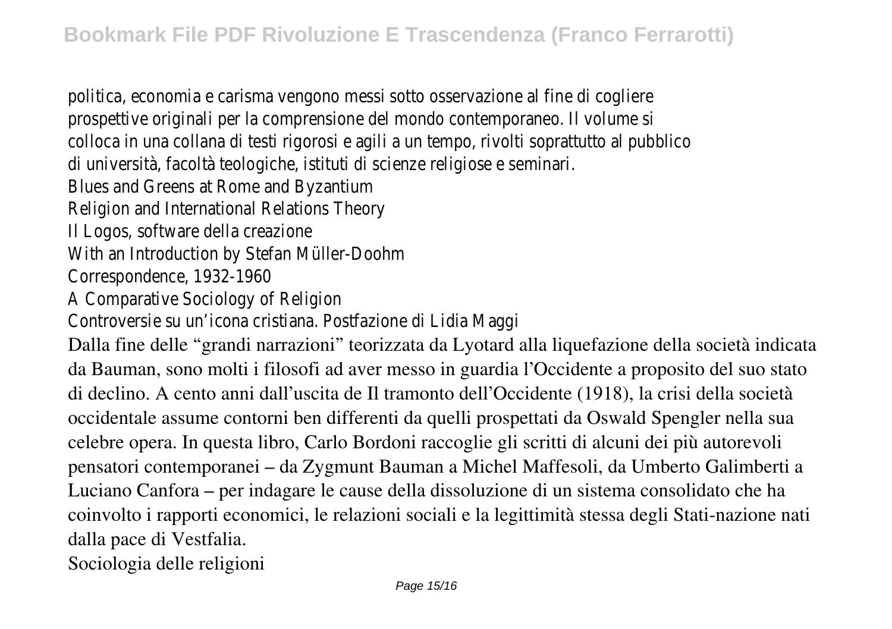politica, economia e carisma vengono messi sotto osservazione al fine di cogliere prospettive originali per la comprensione del mondo contemporaneo. Il volume si colloca in una collana di testi rigorosi e agili a un tempo, rivolti soprattutto al pubblico di università, facoltà teologiche, istituti di scienze religiose e seminari.

Blues and Greens at Rome and Byzantium

Religion and International Relations Theory

Il Logos, software della creazione

With an Introduction by Stefan Müller-Doohm

Correspondence, 1932-1960

A Comparative Sociology of Religion

Controversie su un'icona cristiana. Postfazione di Lidia Maggi

Dalla fine delle "grandi narrazioni" teorizzata da Lyotard alla liquefazione della società indicata da Bauman, sono molti i filosofi ad aver messo in guardia l'Occidente a proposito del suo stato di declino. A cento anni dall'uscita de Il tramonto dell'Occidente (1918), la crisi della società occidentale assume contorni ben differenti da quelli prospettati da Oswald Spengler nella sua celebre opera. In questa libro, Carlo Bordoni raccoglie gli scritti di alcuni dei più autorevoli pensatori contemporanei – da Zygmunt Bauman a Michel Maffesoli, da Umberto Galimberti a Luciano Canfora – per indagare le cause della dissoluzione di un sistema consolidato che ha coinvolto i rapporti economici, le relazioni sociali e la legittimità stessa degli Stati-nazione nati dalla pace di Vestfalia.

Sociologia delle religioni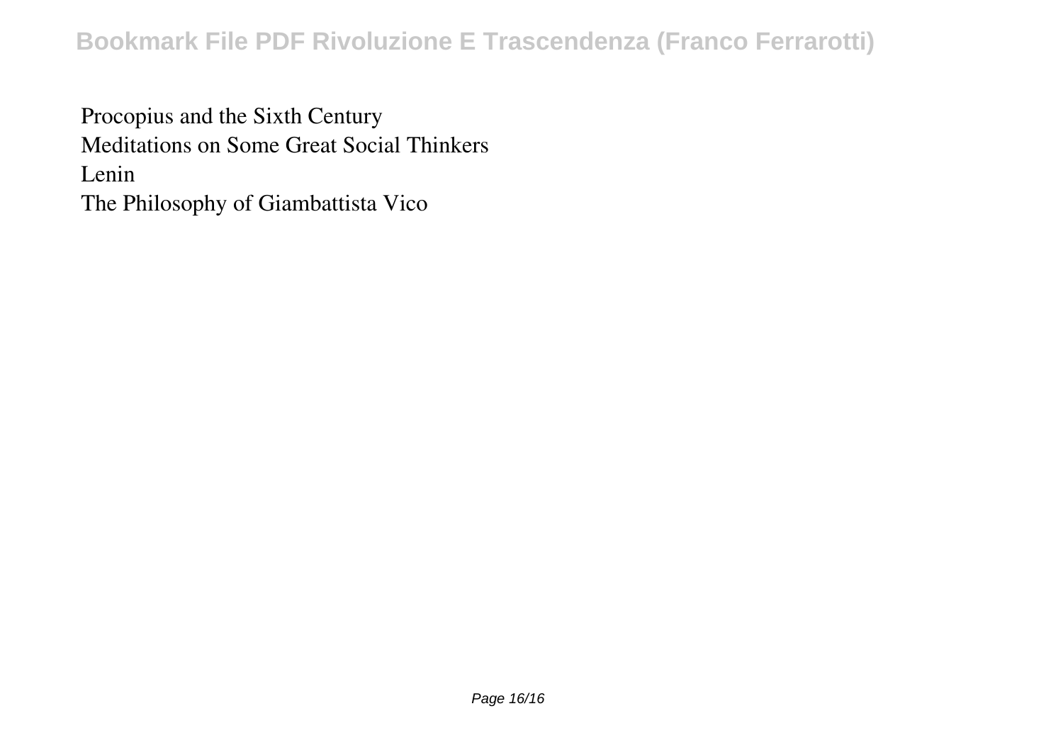Procopius and the Sixth Century
Meditations on Some Great Social Thinkers
Lenin
The Philosophy of Giambattista Vico